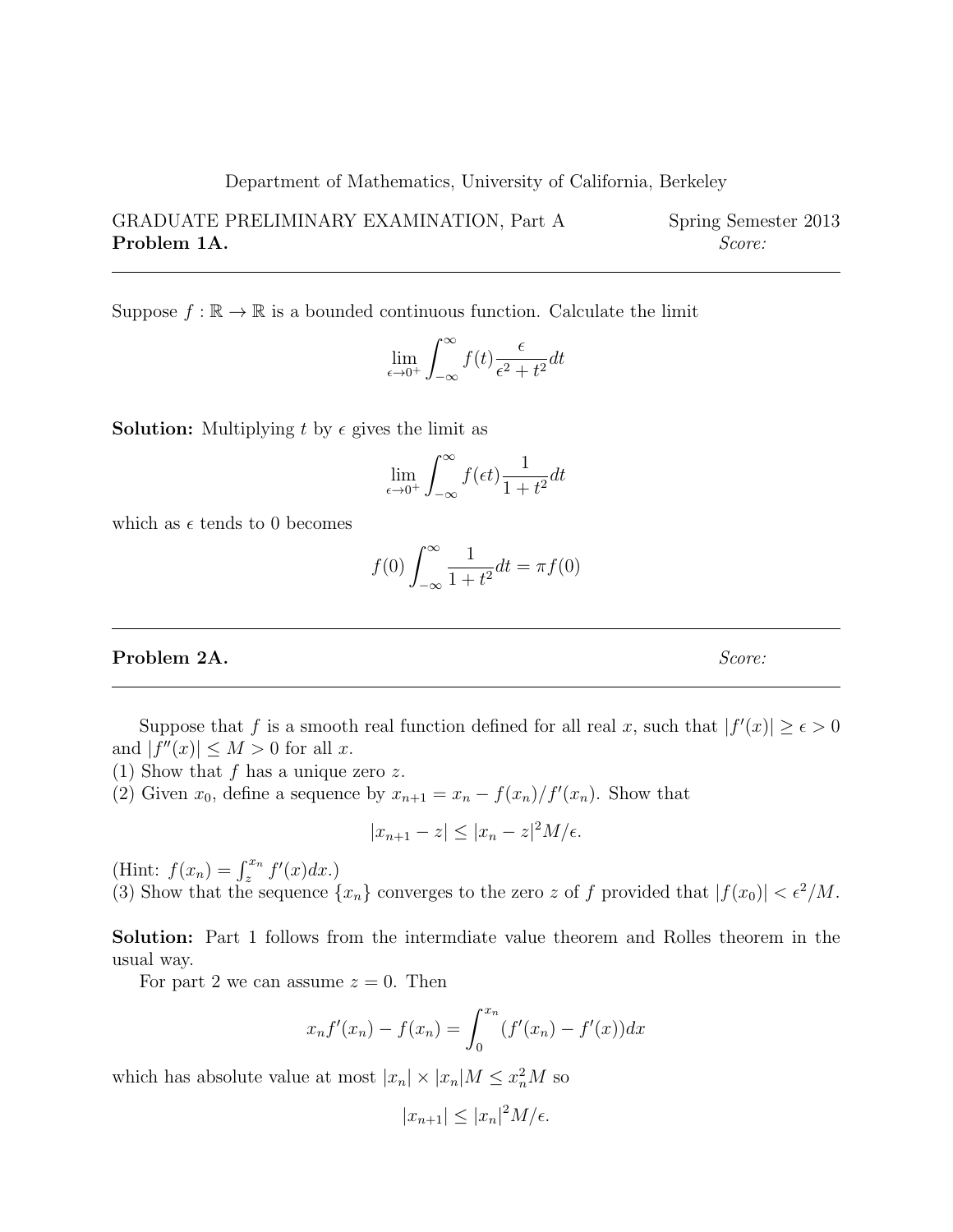Department of Mathematics, University of California, Berkeley

GRADUATE PRELIMINARY EXAMINATION, Part A — Spring Semester 2013

**Problem 1A.** *Score:*

---

Suppose $f : \mathbb{R} \to \mathbb{R}$ is a bounded continuous function. Calculate the limit

$$\lim_{\epsilon \to 0^+} \int_{-\infty}^{\infty} f(t) \frac{\epsilon}{\epsilon^2 + t^2} dt$$

**Solution:** Multiplying $t$ by $\epsilon$ gives the limit as

$$\lim_{\epsilon \to 0^+} \int_{-\infty}^{\infty} f(\epsilon t) \frac{1}{1 + t^2} dt$$

which as $\epsilon$ tends to 0 becomes

$$f(0) \int_{-\infty}^{\infty} \frac{1}{1 + t^2} dt = \pi f(0)$$

---

**Problem 2A.** *Score:*

---

Suppose that $f$ is a smooth real function defined for all real $x$, such that $|f'(x)| \geq \epsilon > 0$ and $|f''(x)| \leq M > 0$ for all $x$.
(1) Show that $f$ has a unique zero $z$.
(2) Given $x_0$, define a sequence by $x_{n+1} = x_n - f(x_n)/f'(x_n)$. Show that

$$|x_{n+1} - z| \leq |x_n - z|^2 M/\epsilon.$$

(Hint: $f(x_n) = \int_z^{x_n} f'(x)dx$.)
(3) Show that the sequence $\{x_n\}$ converges to the zero $z$ of $f$ provided that $|f(x_0)| < \epsilon^2/M$.

**Solution:** Part 1 follows from the intermdiate value theorem and Rolles theorem in the usual way.

For part 2 we can assume $z = 0$. Then

$$x_n f'(x_n) - f(x_n) = \int_0^{x_n} (f'(x_n) - f'(x))dx$$

which has absolute value at most $|x_n| \times |x_n| M \leq x_n^2 M$ so

$$|x_{n+1}| \leq |x_n|^2 M/\epsilon.$$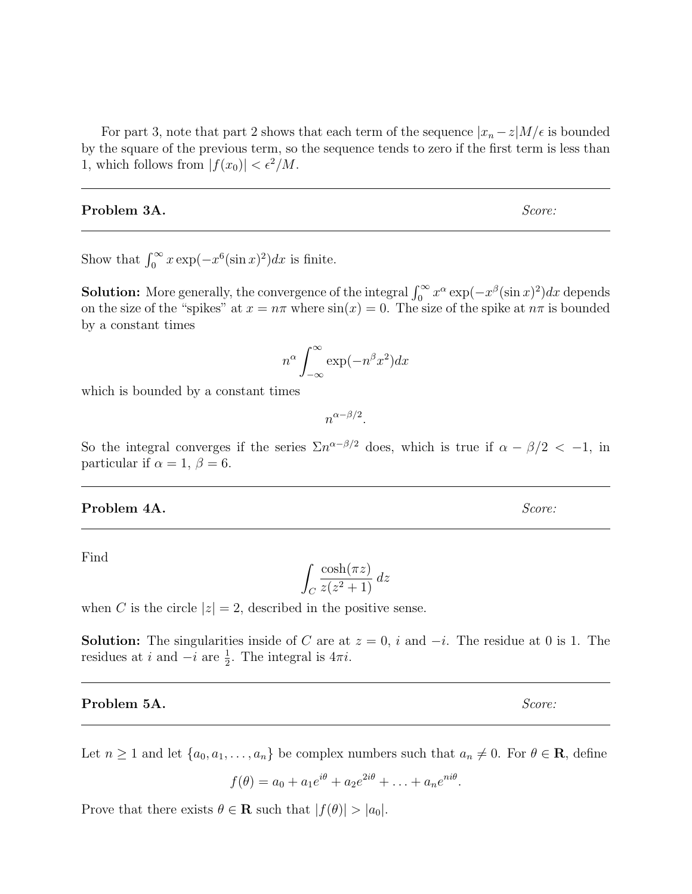For part 3, note that part 2 shows that each term of the sequence $|x_n - z|M/\epsilon$ is bounded by the square of the previous term, so the sequence tends to zero if the first term is less than 1, which follows from $|f(x_0)| < \epsilon^2/M$.

---

**Problem 3A.** *Score:*

---

Show that $\int_0^\infty x \exp(-x^6(\sin x)^2)dx$ is finite.

**Solution:** More generally, the convergence of the integral $\int_0^\infty x^\alpha \exp(-x^\beta(\sin x)^2)dx$ depends on the size of the "spikes" at $x = n\pi$ where $\sin(x) = 0$. The size of the spike at $n\pi$ is bounded by a constant times

$$n^\alpha \int_{-\infty}^{\infty} \exp(-n^\beta x^2)dx$$

which is bounded by a constant times

$$n^{\alpha-\beta/2}.$$

So the integral converges if the series $\Sigma n^{\alpha-\beta/2}$ does, which is true if $\alpha - \beta/2 < -1$, in particular if $\alpha = 1$, $\beta = 6$.

---

**Problem 4A.** *Score:*

---

Find

$$\int_C \frac{\cosh(\pi z)}{z(z^2+1)}\, dz$$

when $C$ is the circle $|z| = 2$, described in the positive sense.

**Solution:** The singularities inside of $C$ are at $z = 0$, $i$ and $-i$. The residue at 0 is 1. The residues at $i$ and $-i$ are $\frac{1}{2}$. The integral is $4\pi i$.

---

**Problem 5A.** *Score:*

---

Let $n \geq 1$ and let $\{a_0, a_1, \ldots, a_n\}$ be complex numbers such that $a_n \neq 0$. For $\theta \in \mathbf{R}$, define

$$f(\theta) = a_0 + a_1 e^{i\theta} + a_2 e^{2i\theta} + \ldots + a_n e^{ni\theta}.$$

Prove that there exists $\theta \in \mathbf{R}$ such that $|f(\theta)| > |a_0|$.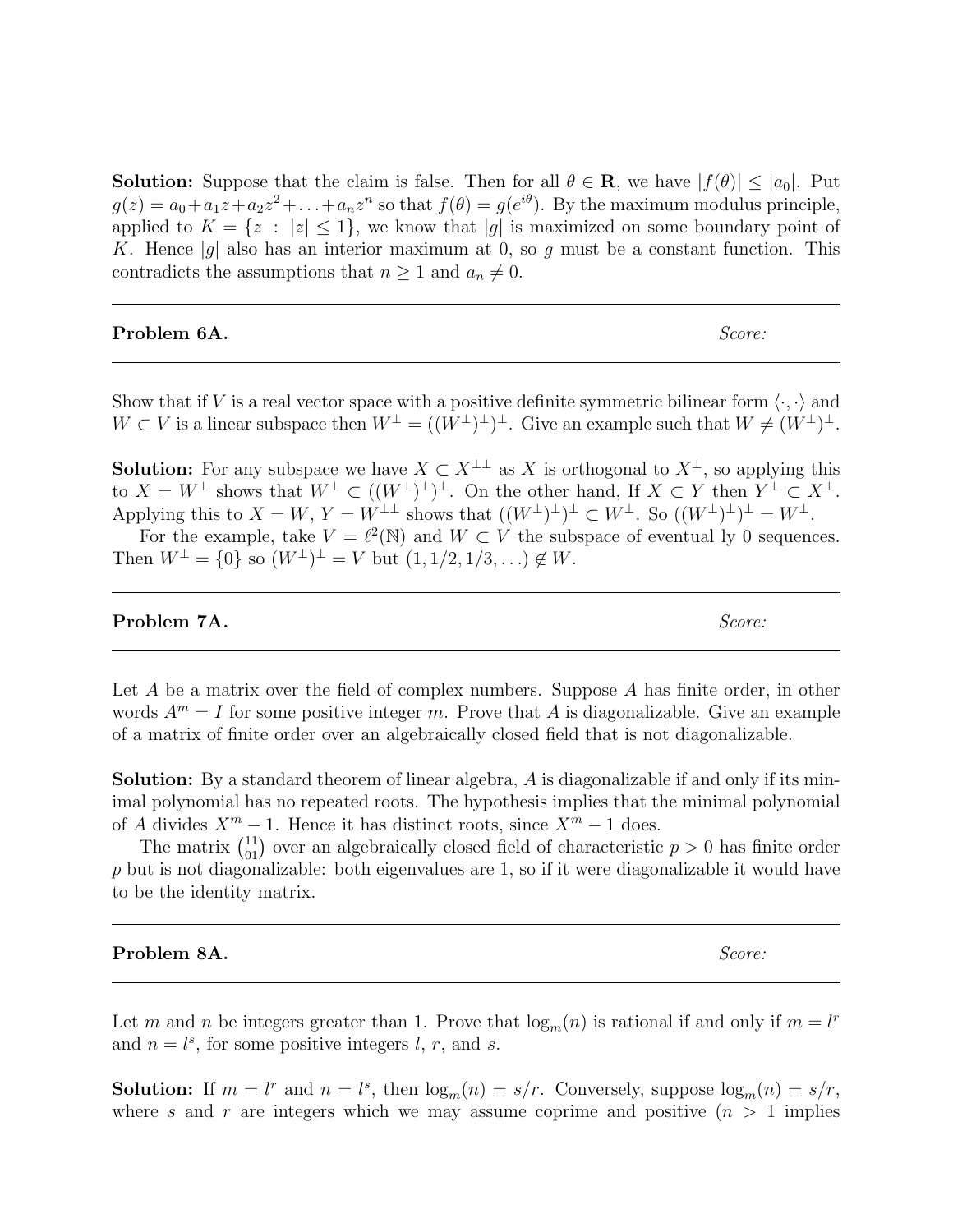**Solution:** Suppose that the claim is false. Then for all $\theta \in \mathbf{R}$, we have $|f(\theta)| \leq |a_0|$. Put $g(z) = a_0 + a_1 z + a_2 z^2 + \ldots + a_n z^n$ so that $f(\theta) = g(e^{i\theta})$. By the maximum modulus principle, applied to $K = \{z \ : \ |z| \leq 1\}$, we know that $|g|$ is maximized on some boundary point of $K$. Hence $|g|$ also has an interior maximum at 0, so $g$ must be a constant function. This contradicts the assumptions that $n \geq 1$ and $a_n \neq 0$.

---

**Problem 6A.** *Score:*

---

Show that if $V$ is a real vector space with a positive definite symmetric bilinear form $\langle \cdot, \cdot \rangle$ and $W \subset V$ is a linear subspace then $W^\perp = ((W^\perp)^\perp)^\perp$. Give an example such that $W \neq (W^\perp)^\perp$.

**Solution:** For any subspace we have $X \subset X^{\perp\perp}$ as $X$ is orthogonal to $X^\perp$, so applying this to $X = W^\perp$ shows that $W^\perp \subset ((W^\perp)^\perp)^\perp$. On the other hand, If $X \subset Y$ then $Y^\perp \subset X^\perp$. Applying this to $X = W$, $Y = W^{\perp\perp}$ shows that $((W^\perp)^\perp)^\perp \subset W^\perp$. So $((W^\perp)^\perp)^\perp = W^\perp$.

For the example, take $V = \ell^2(\mathbb{N})$ and $W \subset V$ the subspace of eventual ly 0 sequences. Then $W^\perp = \{0\}$ so $(W^\perp)^\perp = V$ but $(1, 1/2, 1/3, \ldots) \notin W$.

---

**Problem 7A.** *Score:*

---

Let $A$ be a matrix over the field of complex numbers. Suppose $A$ has finite order, in other words $A^m = I$ for some positive integer $m$. Prove that $A$ is diagonalizable. Give an example of a matrix of finite order over an algebraically closed field that is not diagonalizable.

**Solution:** By a standard theorem of linear algebra, $A$ is diagonalizable if and only if its minimal polynomial has no repeated roots. The hypothesis implies that the minimal polynomial of $A$ divides $X^m - 1$. Hence it has distinct roots, since $X^m - 1$ does.

The matrix $\binom{11}{01}$ over an algebraically closed field of characteristic $p > 0$ has finite order $p$ but is not diagonalizable: both eigenvalues are 1, so if it were diagonalizable it would have to be the identity matrix.

---

**Problem 8A.** *Score:*

---

Let $m$ and $n$ be integers greater than 1. Prove that $\log_m(n)$ is rational if and only if $m = l^r$ and $n = l^s$, for some positive integers $l$, $r$, and $s$.

**Solution:** If $m = l^r$ and $n = l^s$, then $\log_m(n) = s/r$. Conversely, suppose $\log_m(n) = s/r$, where $s$ and $r$ are integers which we may assume coprime and positive ($n > 1$ implies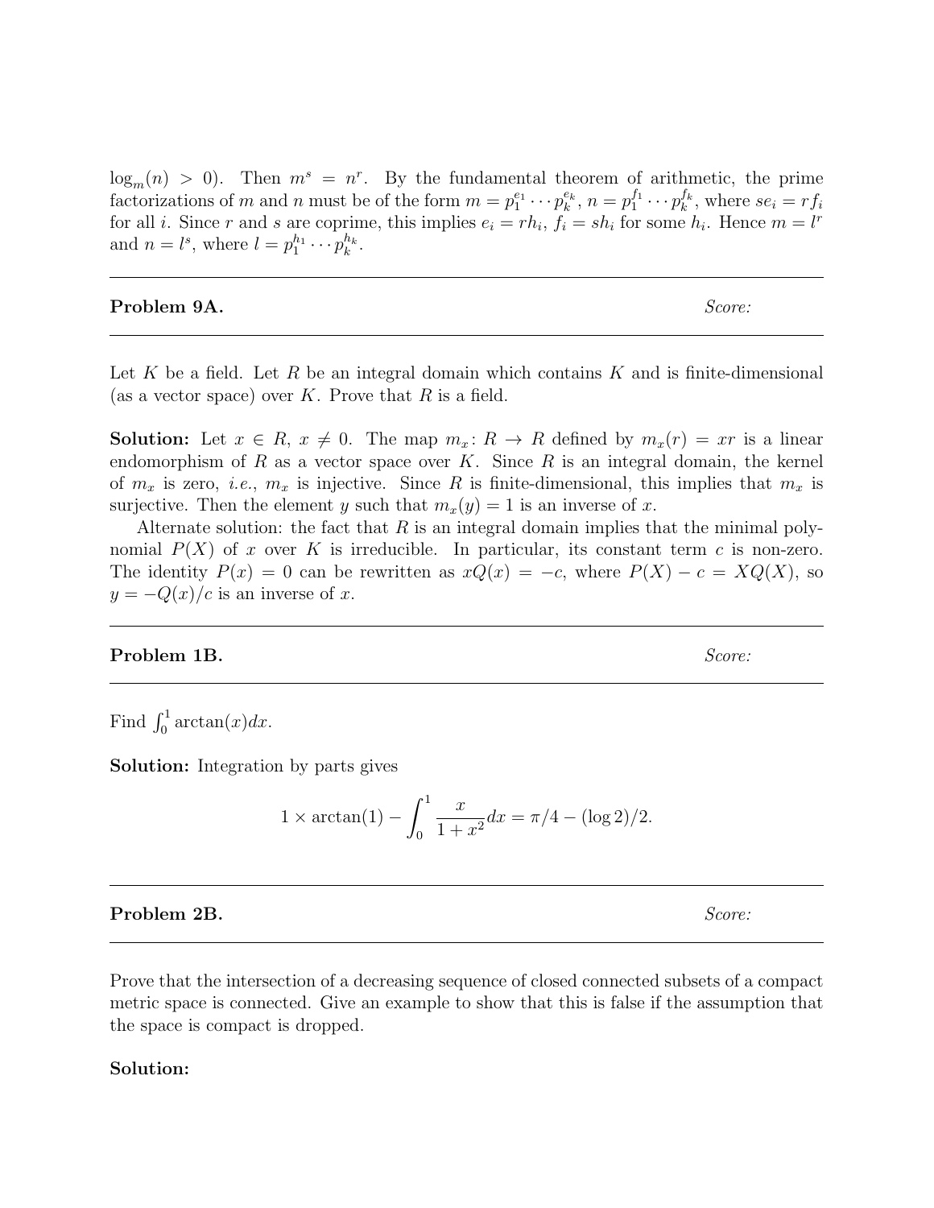$\log_m(n) > 0$). Then $m^s = n^r$. By the fundamental theorem of arithmetic, the prime factorizations of $m$ and $n$ must be of the form $m = p_1^{e_1} \cdots p_k^{e_k}$, $n = p_1^{f_1} \cdots p_k^{f_k}$, where $se_i = rf_i$ for all $i$. Since $r$ and $s$ are coprime, this implies $e_i = rh_i$, $f_i = sh_i$ for some $h_i$. Hence $m = l^r$ and $n = l^s$, where $l = p_1^{h_1} \cdots p_k^{h_k}$.

---

**Problem 9A.** *Score:*

---

Let $K$ be a field. Let $R$ be an integral domain which contains $K$ and is finite-dimensional (as a vector space) over $K$. Prove that $R$ is a field.

**Solution:** Let $x \in R$, $x \neq 0$. The map $m_x \colon R \to R$ defined by $m_x(r) = xr$ is a linear endomorphism of $R$ as a vector space over $K$. Since $R$ is an integral domain, the kernel of $m_x$ is zero, *i.e.*, $m_x$ is injective. Since $R$ is finite-dimensional, this implies that $m_x$ is surjective. Then the element $y$ such that $m_x(y) = 1$ is an inverse of $x$.

Alternate solution: the fact that $R$ is an integral domain implies that the minimal polynomial $P(X)$ of $x$ over $K$ is irreducible. In particular, its constant term $c$ is non-zero. The identity $P(x) = 0$ can be rewritten as $xQ(x) = -c$, where $P(X) - c = XQ(X)$, so $y = -Q(x)/c$ is an inverse of $x$.

---

**Problem 1B.** *Score:*

---

Find $\int_0^1 \arctan(x)dx$.

**Solution:** Integration by parts gives

$$1 \times \arctan(1) - \int_0^1 \frac{x}{1+x^2}dx = \pi/4 - (\log 2)/2.$$

---

**Problem 2B.** *Score:*

---

Prove that the intersection of a decreasing sequence of closed connected subsets of a compact metric space is connected. Give an example to show that this is false if the assumption that the space is compact is dropped.

**Solution:**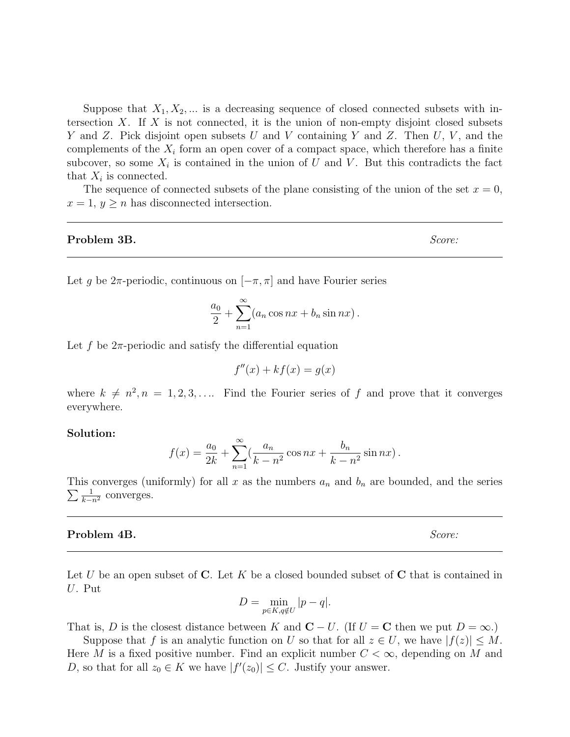Suppose that $X_1, X_2, ...$ is a decreasing sequence of closed connected subsets with intersection $X$. If $X$ is not connected, it is the union of non-empty disjoint closed subsets $Y$ and $Z$. Pick disjoint open subsets $U$ and $V$ containing $Y$ and $Z$. Then $U$, $V$, and the complements of the $X_i$ form an open cover of a compact space, which therefore has a finite subcover, so some $X_i$ is contained in the union of $U$ and $V$. But this contradicts the fact that $X_i$ is connected.

The sequence of connected subsets of the plane consisting of the union of the set $x = 0$, $x = 1$, $y \geq n$ has disconnected intersection.

---

**Problem 3B.** *Score:*

---

Let $g$ be $2\pi$-periodic, continuous on $[-\pi, \pi]$ and have Fourier series

$$\frac{a_0}{2} + \sum_{n=1}^{\infty}(a_n \cos nx + b_n \sin nx)\,.$$

Let $f$ be $2\pi$-periodic and satisfy the differential equation

$$f''(x) + kf(x) = g(x)$$

where $k \neq n^2, n = 1, 2, 3, \ldots$. Find the Fourier series of $f$ and prove that it converges everywhere.

**Solution:**

$$f(x) = \frac{a_0}{2k} + \sum_{n=1}^{\infty}(\frac{a_n}{k-n^2}\cos nx + \frac{b_n}{k-n^2}\sin nx)\,.$$

This converges (uniformly) for all $x$ as the numbers $a_n$ and $b_n$ are bounded, and the series $\sum \frac{1}{k-n^2}$ converges.

---

**Problem 4B.** *Score:*

---

Let $U$ be an open subset of $\mathbf{C}$. Let $K$ be a closed bounded subset of $\mathbf{C}$ that is contained in $U$. Put

$$D = \min_{p \in K, q \notin U} |p - q|.$$

That is, $D$ is the closest distance between $K$ and $\mathbf{C} - U$. (If $U = \mathbf{C}$ then we put $D = \infty$.)

Suppose that $f$ is an analytic function on $U$ so that for all $z \in U$, we have $|f(z)| \leq M$. Here $M$ is a fixed positive number. Find an explicit number $C < \infty$, depending on $M$ and $D$, so that for all $z_0 \in K$ we have $|f'(z_0)| \leq C$. Justify your answer.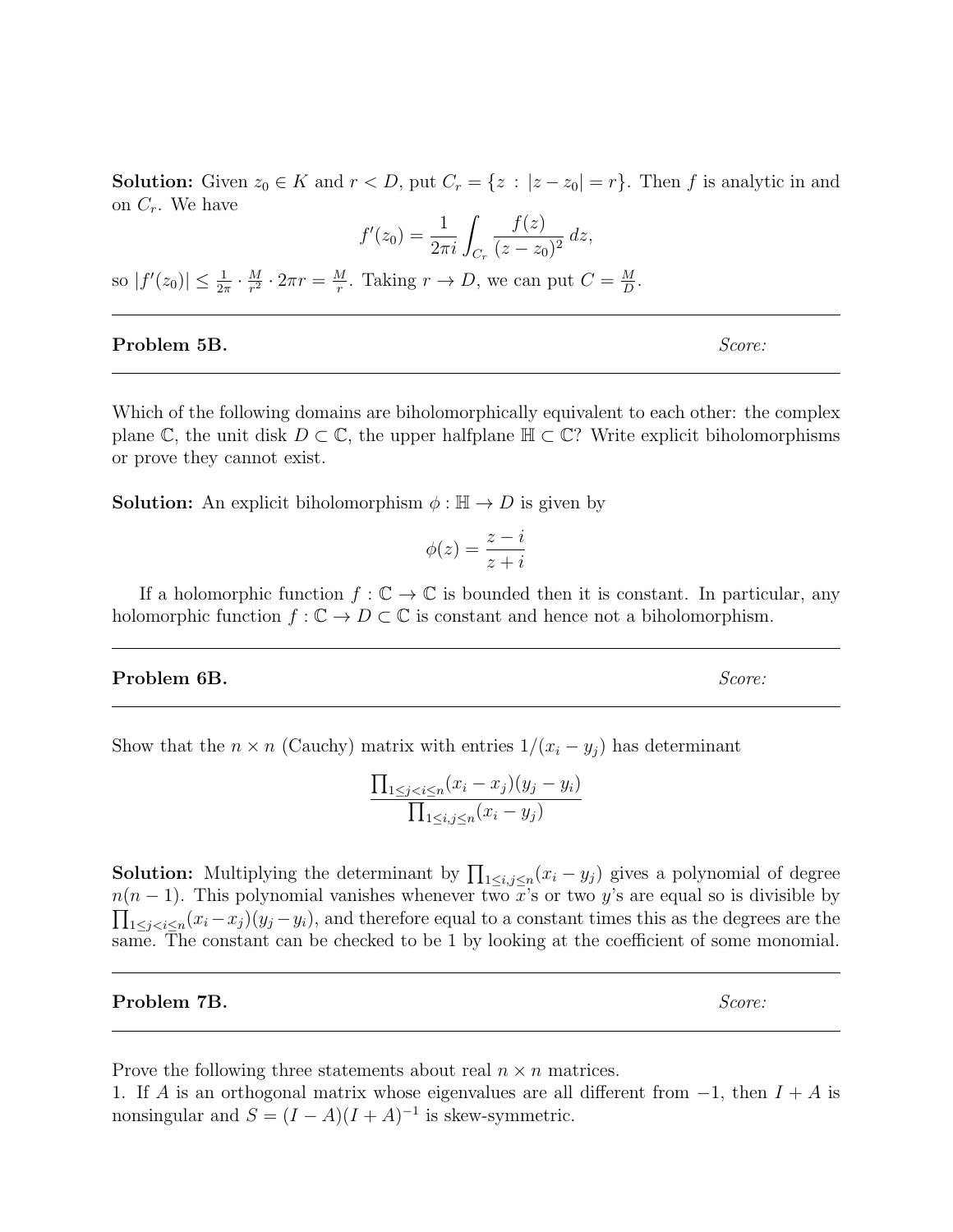**Solution:** Given $z_0 \in K$ and $r < D$, put $C_r = \{z : |z - z_0| = r\}$. Then $f$ is analytic in and on $C_r$. We have

$$f'(z_0) = \frac{1}{2\pi i} \int_{C_r} \frac{f(z)}{(z - z_0)^2} \, dz,$$

so $|f'(z_0)| \leq \frac{1}{2\pi} \cdot \frac{M}{r^2} \cdot 2\pi r = \frac{M}{r}$. Taking $r \to D$, we can put $C = \frac{M}{D}$.

---

**Problem 5B.** *Score:*

---

Which of the following domains are biholomorphically equivalent to each other: the complex plane $\mathbb{C}$, the unit disk $D \subset \mathbb{C}$, the upper halfplane $\mathbb{H} \subset \mathbb{C}$? Write explicit biholomorphisms or prove they cannot exist.

**Solution:** An explicit biholomorphism $\phi : \mathbb{H} \to D$ is given by

$$\phi(z) = \frac{z - i}{z + i}$$

If a holomorphic function $f : \mathbb{C} \to \mathbb{C}$ is bounded then it is constant. In particular, any holomorphic function $f : \mathbb{C} \to D \subset \mathbb{C}$ is constant and hence not a biholomorphism.

---

**Problem 6B.** *Score:*

---

Show that the $n \times n$ (Cauchy) matrix with entries $1/(x_i - y_j)$ has determinant

$$\frac{\prod_{1 \leq j < i \leq n} (x_i - x_j)(y_j - y_i)}{\prod_{1 \leq i,j \leq n} (x_i - y_j)}$$

**Solution:** Multiplying the determinant by $\prod_{1 \leq i,j \leq n}(x_i - y_j)$ gives a polynomial of degree $n(n-1)$. This polynomial vanishes whenever two $x$'s or two $y$'s are equal so is divisible by $\prod_{1 \leq j < i \leq n}(x_i - x_j)(y_j - y_i)$, and therefore equal to a constant times this as the degrees are the same. The constant can be checked to be 1 by looking at the coefficient of some monomial.

---

**Problem 7B.** *Score:*

---

Prove the following three statements about real $n \times n$ matrices.

1. If $A$ is an orthogonal matrix whose eigenvalues are all different from $-1$, then $I + A$ is nonsingular and $S = (I - A)(I + A)^{-1}$ is skew-symmetric.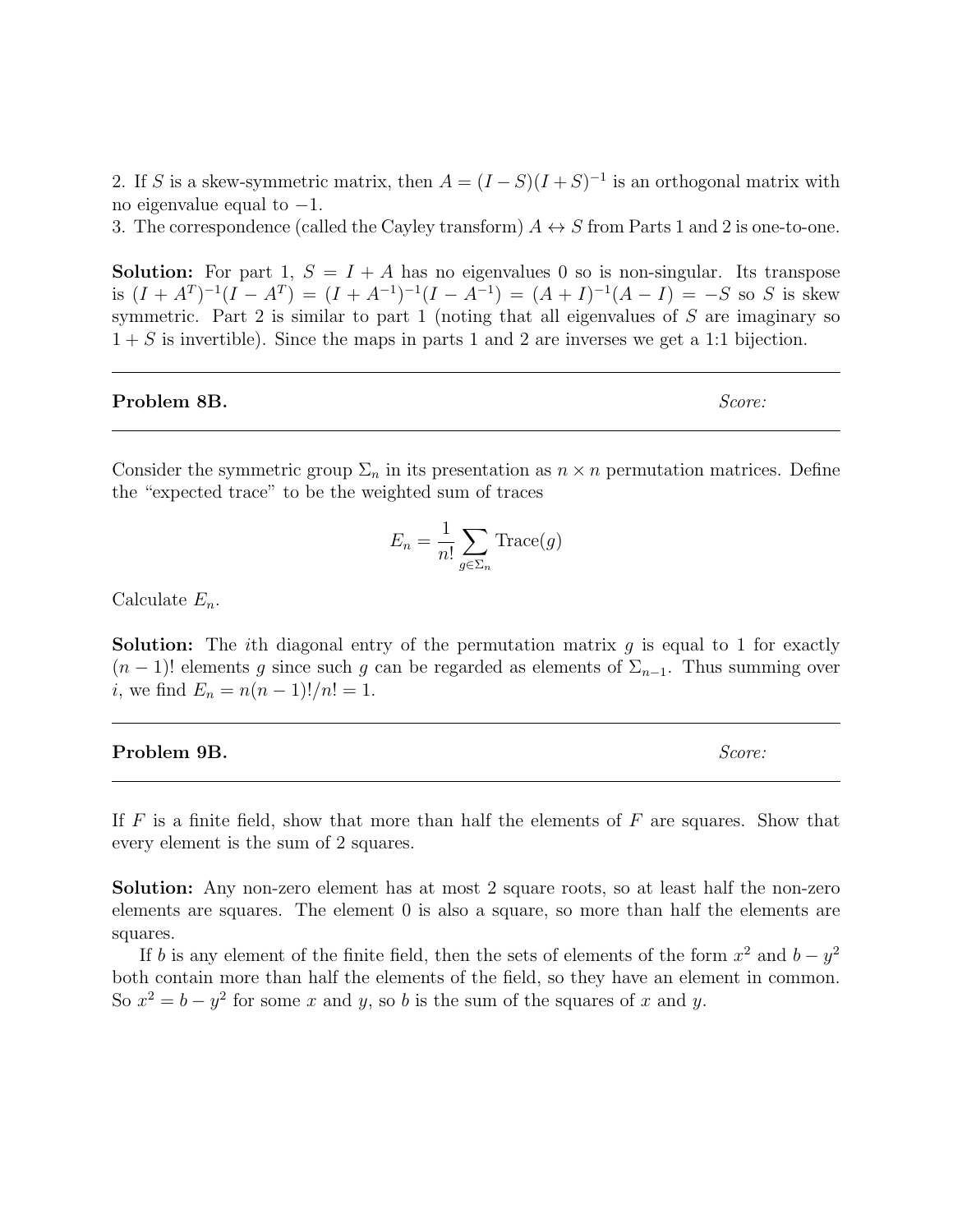2. If $S$ is a skew-symmetric matrix, then $A = (I - S)(I + S)^{-1}$ is an orthogonal matrix with no eigenvalue equal to $-1$.
3. The correspondence (called the Cayley transform) $A \leftrightarrow S$ from Parts 1 and 2 is one-to-one.

**Solution:** For part 1, $S = I + A$ has no eigenvalues 0 so is non-singular. Its transpose is $(I + A^T)^{-1}(I - A^T) = (I + A^{-1})^{-1}(I - A^{-1}) = (A + I)^{-1}(A - I) = -S$ so $S$ is skew symmetric. Part 2 is similar to part 1 (noting that all eigenvalues of $S$ are imaginary so $1 + S$ is invertible). Since the maps in parts 1 and 2 are inverses we get a 1:1 bijection.

---

**Problem 8B.** *Score:*

---

Consider the symmetric group $\Sigma_n$ in its presentation as $n \times n$ permutation matrices. Define the "expected trace" to be the weighted sum of traces

$$E_n = \frac{1}{n!} \sum_{g \in \Sigma_n} \text{Trace}(g)$$

Calculate $E_n$.

**Solution:** The $i$th diagonal entry of the permutation matrix $g$ is equal to 1 for exactly $(n-1)!$ elements $g$ since such $g$ can be regarded as elements of $\Sigma_{n-1}$. Thus summing over $i$, we find $E_n = n(n-1)!/n! = 1$.

---

**Problem 9B.** *Score:*

---

If $F$ is a finite field, show that more than half the elements of $F$ are squares. Show that every element is the sum of 2 squares.

**Solution:** Any non-zero element has at most 2 square roots, so at least half the non-zero elements are squares. The element 0 is also a square, so more than half the elements are squares.

If $b$ is any element of the finite field, then the sets of elements of the form $x^2$ and $b - y^2$ both contain more than half the elements of the field, so they have an element in common. So $x^2 = b - y^2$ for some $x$ and $y$, so $b$ is the sum of the squares of $x$ and $y$.